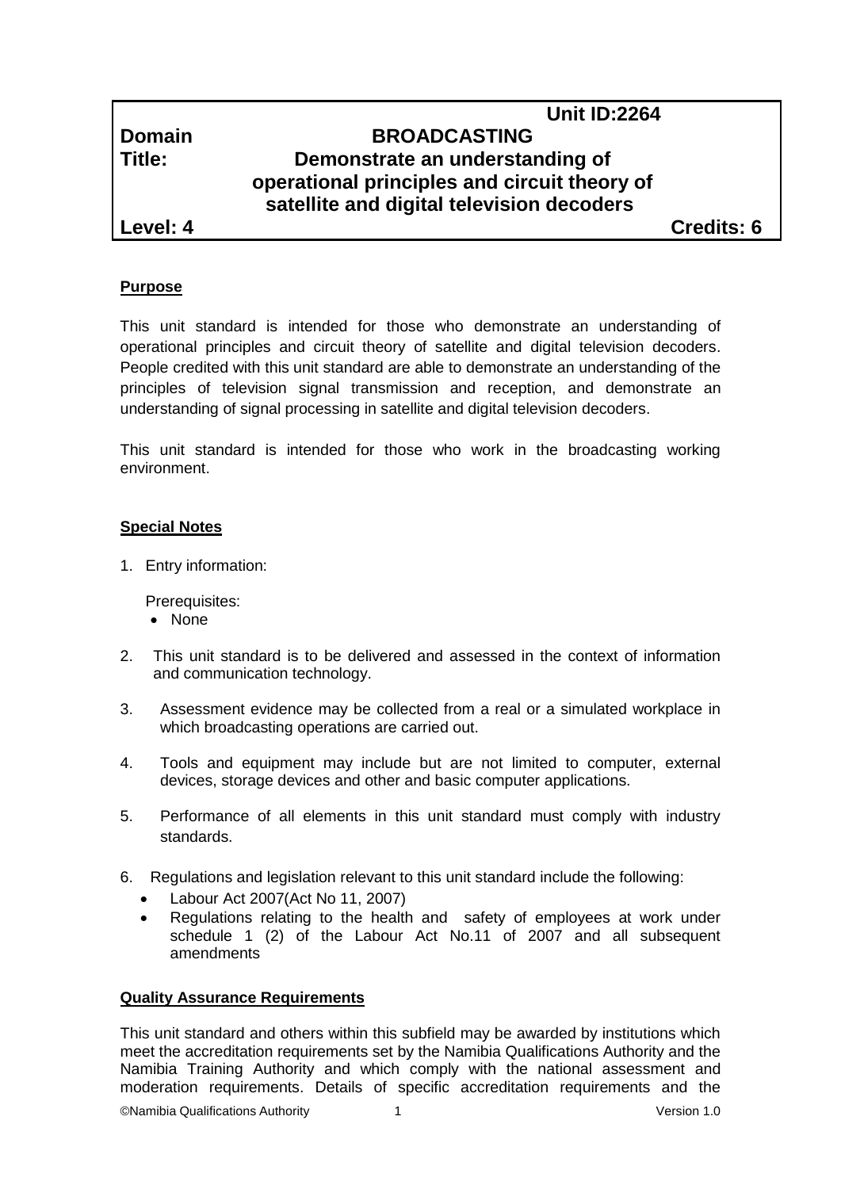| | Unit ID:2264 | |
|---|---|---|
| **Domain** | **BROADCASTING** | |
| **Title:** | **Demonstrate an understanding of operational principles and circuit theory of satellite and digital television decoders** | |
| **Level: 4** | | **Credits: 6** |

## Purpose

This unit standard is intended for those who demonstrate an understanding of operational principles and circuit theory of satellite and digital television decoders. People credited with this unit standard are able to demonstrate an understanding of the principles of television signal transmission and reception, and demonstrate an understanding of signal processing in satellite and digital television decoders.

This unit standard is intended for those who work in the broadcasting working environment.

## Special Notes

1. Entry information:

   Prerequisites:
   - None

2. This unit standard is to be delivered and assessed in the context of information and communication technology.

3. Assessment evidence may be collected from a real or a simulated workplace in which broadcasting operations are carried out.

4. Tools and equipment may include but are not limited to computer, external devices, storage devices and other and basic computer applications.

5. Performance of all elements in this unit standard must comply with industry standards.

6. Regulations and legislation relevant to this unit standard include the following:
   - Labour Act 2007(Act No 11, 2007)
   - Regulations relating to the health and safety of employees at work under schedule 1 (2) of the Labour Act No.11 of 2007 and all subsequent amendments

## Quality Assurance Requirements

This unit standard and others within this subfield may be awarded by institutions which meet the accreditation requirements set by the Namibia Qualifications Authority and the Namibia Training Authority and which comply with the national assessment and moderation requirements. Details of specific accreditation requirements and the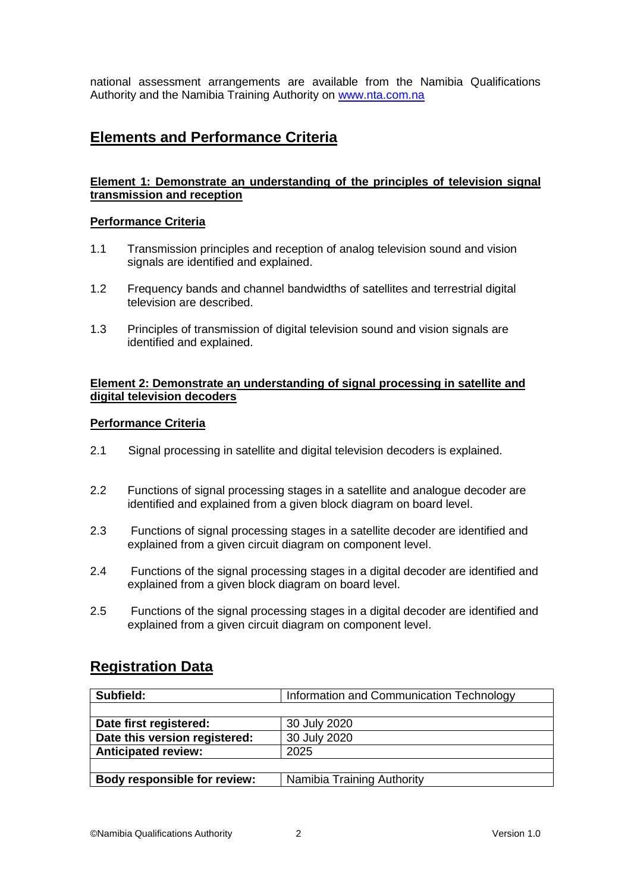national assessment arrangements are available from the Namibia Qualifications Authority and the Namibia Training Authority on [www.nta.com.na](http://www.nta.com.na)

## Elements and Performance Criteria

### Element 1: Demonstrate an understanding of the principles of television signal transmission and reception

**Performance Criteria**

1.1 Transmission principles and reception of analog television sound and vision signals are identified and explained.

1.2 Frequency bands and channel bandwidths of satellites and terrestrial digital television are described.

1.3 Principles of transmission of digital television sound and vision signals are identified and explained.

### Element 2: Demonstrate an understanding of signal processing in satellite and digital television decoders

**Performance Criteria**

2.1 Signal processing in satellite and digital television decoders is explained.

2.2 Functions of signal processing stages in a satellite and analogue decoder are identified and explained from a given block diagram on board level.

2.3 Functions of signal processing stages in a satellite decoder are identified and explained from a given circuit diagram on component level.

2.4 Functions of the signal processing stages in a digital decoder are identified and explained from a given block diagram on board level.

2.5 Functions of the signal processing stages in a digital decoder are identified and explained from a given circuit diagram on component level.

## Registration Data

| | |
|---|---|
| **Subfield:** | Information and Communication Technology |
| | |
| **Date first registered:** | 30 July 2020 |
| **Date this version registered:** | 30 July 2020 |
| **Anticipated review:** | 2025 |
| | |
| **Body responsible for review:** | Namibia Training Authority |